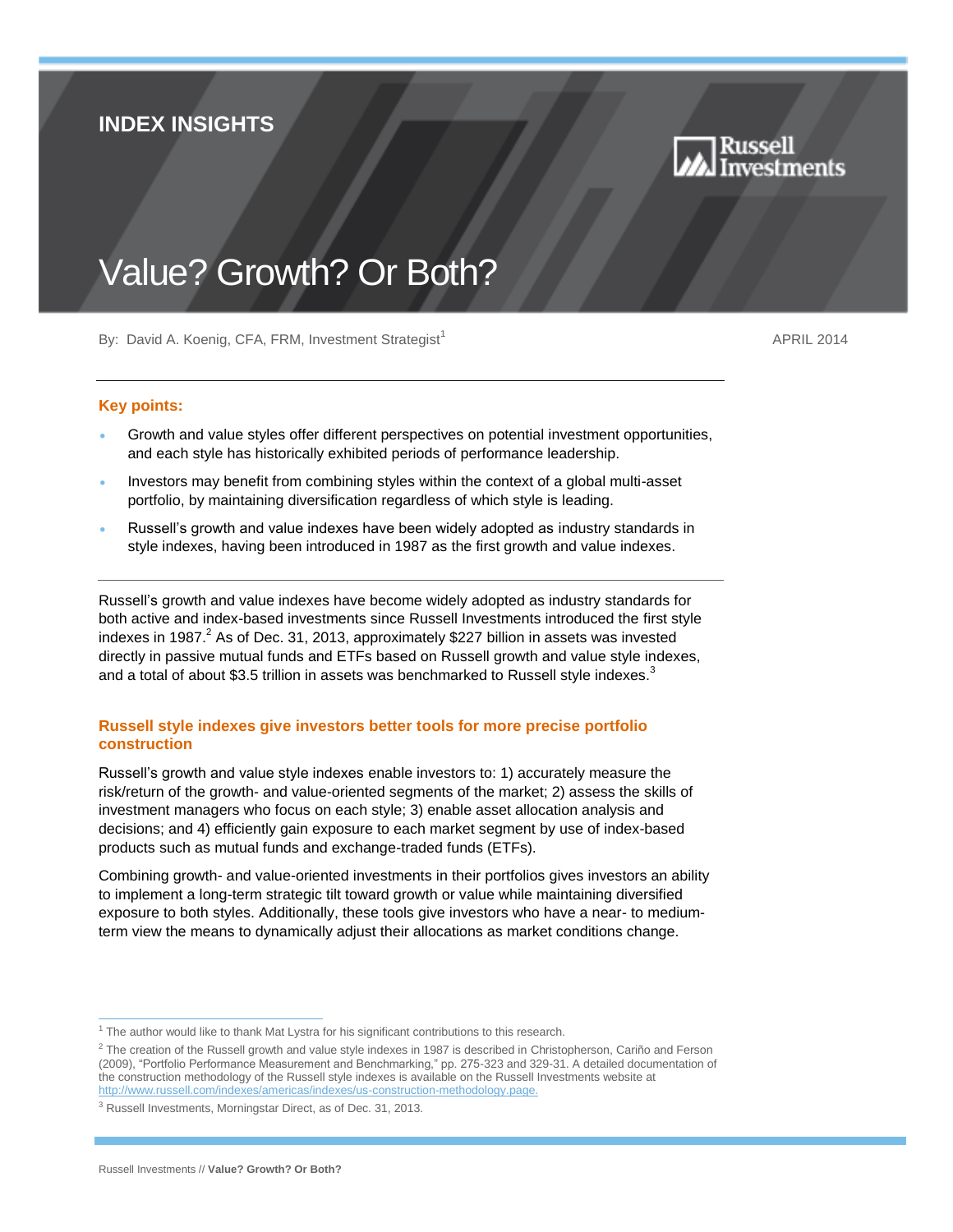INDEX INSIGHTS

Russell Investments

# Value? Growth? Or Both?

By: David A. Koenig, CFA, FRM, Investment Strategist[1]

APRIL 2014

### Key points:

- Growth and value styles offer different perspectives on potential investment opportunities, and each style has historically exhibited periods of performance leadership.
- Investors may benefit from combining styles within the context of a global multi-asset portfolio, by maintaining diversification regardless of which style is leading.
- Russell's growth and value indexes have been widely adopted as industry standards in style indexes, having been introduced in 1987 as the first growth and value indexes.

Russell's growth and value indexes have become widely adopted as industry standards for both active and index-based investments since Russell Investments introduced the first style indexes in 1987.[2] As of Dec. 31, 2013, approximately $227 billion in assets was invested directly in passive mutual funds and ETFs based on Russell growth and value style indexes, and a total of about $3.5 trillion in assets was benchmarked to Russell style indexes.[3]

## Russell style indexes give investors better tools for more precise portfolio construction

Russell's growth and value style indexes enable investors to: 1) accurately measure the risk/return of the growth- and value-oriented segments of the market; 2) assess the skills of investment managers who focus on each style; 3) enable asset allocation analysis and decisions; and 4) efficiently gain exposure to each market segment by use of index-based products such as mutual funds and exchange-traded funds (ETFs).

Combining growth- and value-oriented investments in their portfolios gives investors an ability to implement a long-term strategic tilt toward growth or value while maintaining diversified exposure to both styles. Additionally, these tools give investors who have a near- to medium-term view the means to dynamically adjust their allocations as market conditions change.

---

[1] The author would like to thank Mat Lystra for his significant contributions to this research.

[2] The creation of the Russell growth and value style indexes in 1987 is described in Christopherson, Cariño and Ferson (2009), "Portfolio Performance Measurement and Benchmarking," pp. 275-323 and 329-31. A detailed documentation of the construction methodology of the Russell style indexes is available on the Russell Investments website at http://www.russell.com/indexes/americas/indexes/us-construction-methodology.page.

[3] Russell Investments, Morningstar Direct, as of Dec. 31, 2013.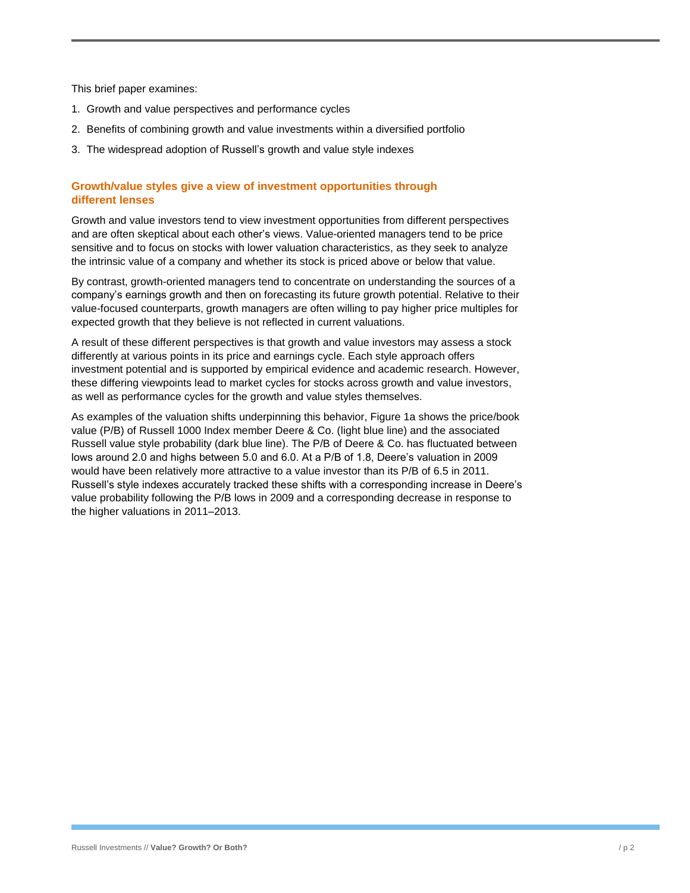This brief paper examines:

1. Growth and value perspectives and performance cycles
2. Benefits of combining growth and value investments within a diversified portfolio
3. The widespread adoption of Russell's growth and value style indexes

## Growth/value styles give a view of investment opportunities through different lenses

Growth and value investors tend to view investment opportunities from different perspectives and are often skeptical about each other's views. Value-oriented managers tend to be price sensitive and to focus on stocks with lower valuation characteristics, as they seek to analyze the intrinsic value of a company and whether its stock is priced above or below that value.

By contrast, growth-oriented managers tend to concentrate on understanding the sources of a company's earnings growth and then on forecasting its future growth potential. Relative to their value-focused counterparts, growth managers are often willing to pay higher price multiples for expected growth that they believe is not reflected in current valuations.

A result of these different perspectives is that growth and value investors may assess a stock differently at various points in its price and earnings cycle. Each style approach offers investment potential and is supported by empirical evidence and academic research. However, these differing viewpoints lead to market cycles for stocks across growth and value investors, as well as performance cycles for the growth and value styles themselves.

As examples of the valuation shifts underpinning this behavior, Figure 1a shows the price/book value (P/B) of Russell 1000 Index member Deere & Co. (light blue line) and the associated Russell value style probability (dark blue line). The P/B of Deere & Co. has fluctuated between lows around 2.0 and highs between 5.0 and 6.0. At a P/B of 1.8, Deere's valuation in 2009 would have been relatively more attractive to a value investor than its P/B of 6.5 in 2011. Russell's style indexes accurately tracked these shifts with a corresponding increase in Deere's value probability following the P/B lows in 2009 and a corresponding decrease in response to the higher valuations in 2011–2013.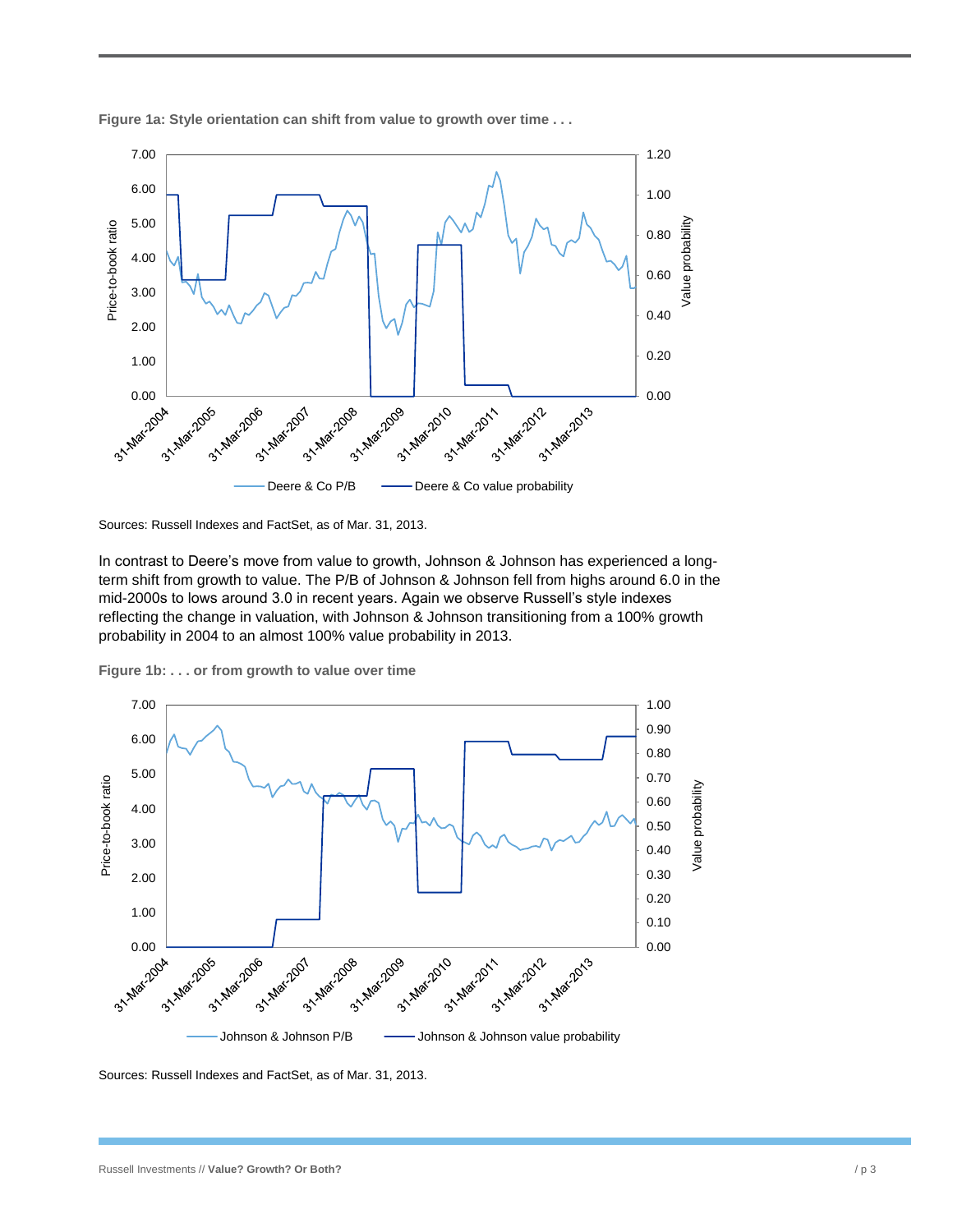**Figure 1a: Style orientation can shift from value to growth over time . . .**

Sources: Russell Indexes and FactSet, as of Mar. 31, 2013.

In contrast to Deere's move from value to growth, Johnson & Johnson has experienced a long-term shift from growth to value. The P/B of Johnson & Johnson fell from highs around 6.0 in the mid-2000s to lows around 3.0 in recent years. Again we observe Russell's style indexes reflecting the change in valuation, with Johnson & Johnson transitioning from a 100% growth probability in 2004 to an almost 100% value probability in 2013.

**Figure 1b: . . . or from growth to value over time**

Sources: Russell Indexes and FactSet, as of Mar. 31, 2013.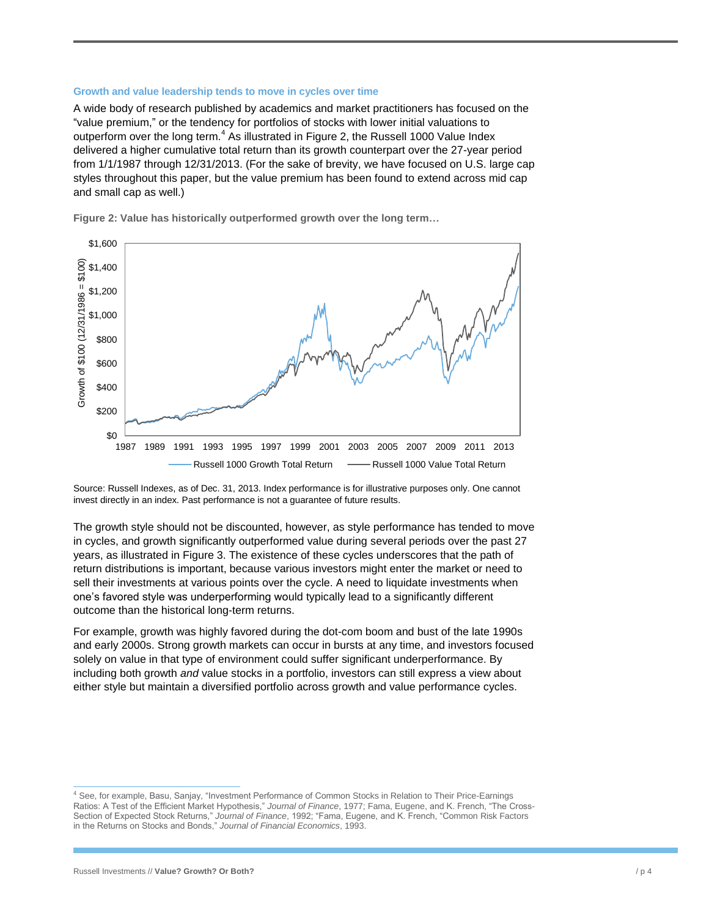### Growth and value leadership tends to move in cycles over time

A wide body of research published by academics and market practitioners has focused on the "value premium," or the tendency for portfolios of stocks with lower initial valuations to outperform over the long term.[4] As illustrated in Figure 2, the Russell 1000 Value Index delivered a higher cumulative total return than its growth counterpart over the 27-year period from 1/1/1987 through 12/31/2013. (For the sake of brevity, we have focused on U.S. large cap styles throughout this paper, but the value premium has been found to extend across mid cap and small cap as well.)

**Figure 2: Value has historically outperformed growth over the long term…**

Source: Russell Indexes, as of Dec. 31, 2013. Index performance is for illustrative purposes only. One cannot invest directly in an index. Past performance is not a guarantee of future results.

The growth style should not be discounted, however, as style performance has tended to move in cycles, and growth significantly outperformed value during several periods over the past 27 years, as illustrated in Figure 3. The existence of these cycles underscores that the path of return distributions is important, because various investors might enter the market or need to sell their investments at various points over the cycle. A need to liquidate investments when one's favored style was underperforming would typically lead to a significantly different outcome than the historical long-term returns.

For example, growth was highly favored during the dot-com boom and bust of the late 1990s and early 2000s. Strong growth markets can occur in bursts at any time, and investors focused solely on value in that type of environment could suffer significant underperformance. By including both growth *and* value stocks in a portfolio, investors can still express a view about either style but maintain a diversified portfolio across growth and value performance cycles.

[4] See, for example, Basu, Sanjay, "Investment Performance of Common Stocks in Relation to Their Price-Earnings Ratios: A Test of the Efficient Market Hypothesis," *Journal of Finance*, 1977; Fama, Eugene, and K. French, "The Cross-Section of Expected Stock Returns," *Journal of Finance*, 1992; "Fama, Eugene, and K. French, "Common Risk Factors in the Returns on Stocks and Bonds," *Journal of Financial Economics*, 1993.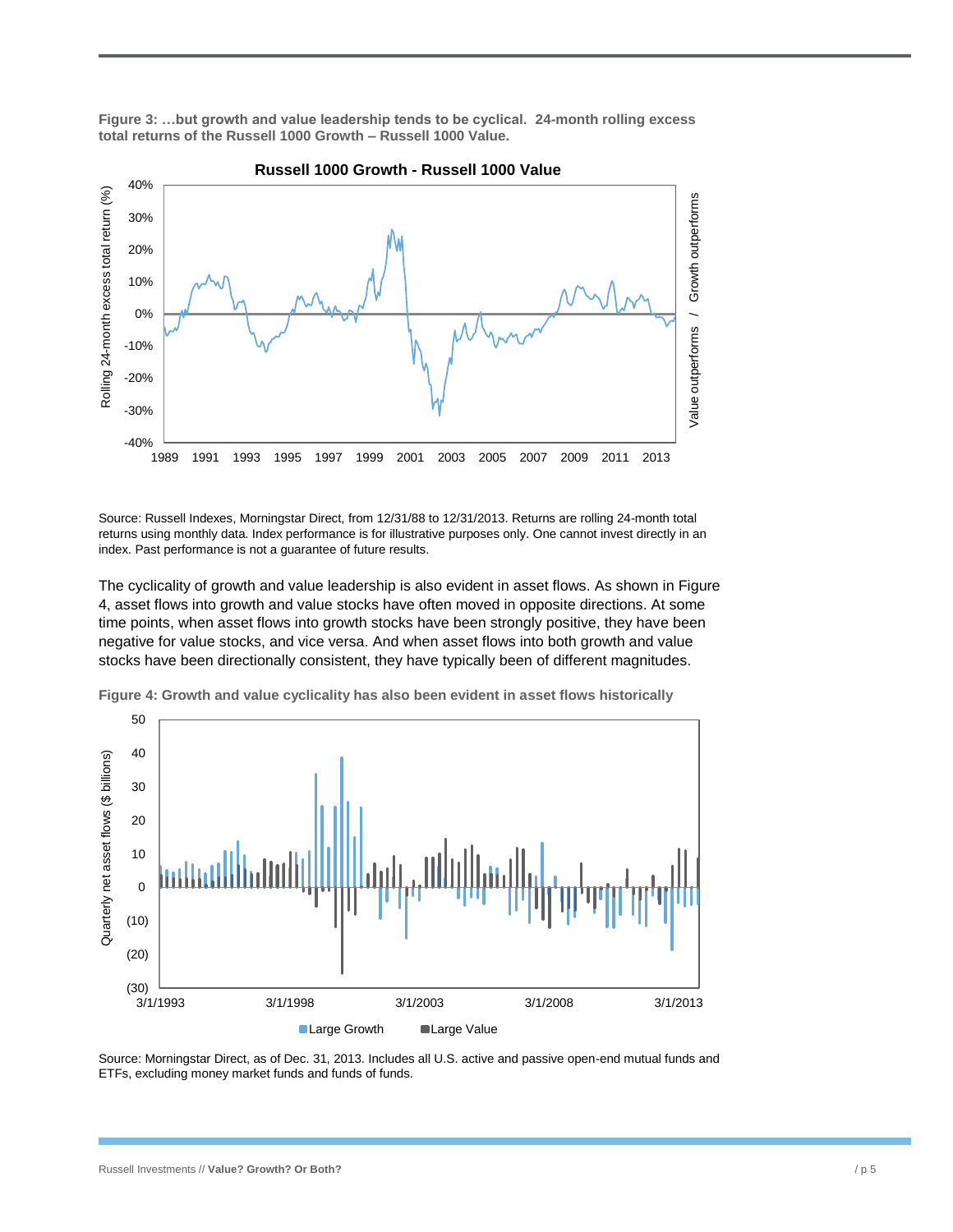**Figure 3: …but growth and value leadership tends to be cyclical. 24-month rolling excess total returns of the Russell 1000 Growth – Russell 1000 Value.**

Source: Russell Indexes, Morningstar Direct, from 12/31/88 to 12/31/2013. Returns are rolling 24-month total returns using monthly data. Index performance is for illustrative purposes only. One cannot invest directly in an index. Past performance is not a guarantee of future results.

The cyclicality of growth and value leadership is also evident in asset flows. As shown in Figure 4, asset flows into growth and value stocks have often moved in opposite directions. At some time points, when asset flows into growth stocks have been strongly positive, they have been negative for value stocks, and vice versa. And when asset flows into both growth and value stocks have been directionally consistent, they have typically been of different magnitudes.

**Figure 4: Growth and value cyclicality has also been evident in asset flows historically**

Source: Morningstar Direct, as of Dec. 31, 2013. Includes all U.S. active and passive open-end mutual funds and ETFs, excluding money market funds and funds of funds.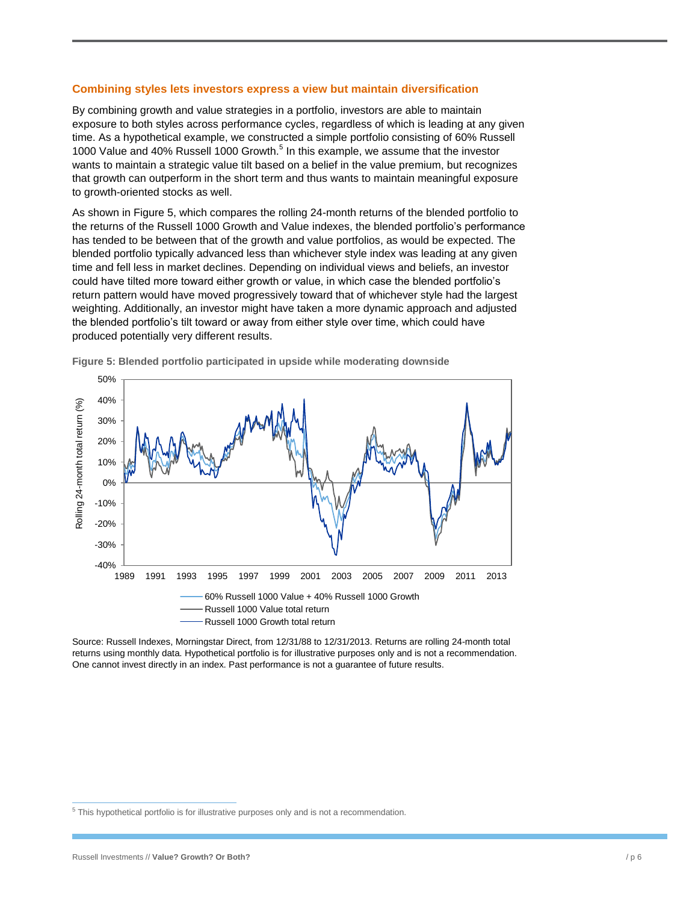## Combining styles lets investors express a view but maintain diversification

By combining growth and value strategies in a portfolio, investors are able to maintain exposure to both styles across performance cycles, regardless of which is leading at any given time. As a hypothetical example, we constructed a simple portfolio consisting of 60% Russell 1000 Value and 40% Russell 1000 Growth.[5] In this example, we assume that the investor wants to maintain a strategic value tilt based on a belief in the value premium, but recognizes that growth can outperform in the short term and thus wants to maintain meaningful exposure to growth-oriented stocks as well.

As shown in Figure 5, which compares the rolling 24-month returns of the blended portfolio to the returns of the Russell 1000 Growth and Value indexes, the blended portfolio's performance has tended to be between that of the growth and value portfolios, as would be expected. The blended portfolio typically advanced less than whichever style index was leading at any given time and fell less in market declines. Depending on individual views and beliefs, an investor could have tilted more toward either growth or value, in which case the blended portfolio's return pattern would have moved progressively toward that of whichever style had the largest weighting. Additionally, an investor might have taken a more dynamic approach and adjusted the blended portfolio's tilt toward or away from either style over time, which could have produced potentially very different results.

**Figure 5: Blended portfolio participated in upside while moderating downside**

Source: Russell Indexes, Morningstar Direct, from 12/31/88 to 12/31/2013. Returns are rolling 24-month total returns using monthly data. Hypothetical portfolio is for illustrative purposes only and is not a recommendation. One cannot invest directly in an index. Past performance is not a guarantee of future results.

[5] This hypothetical portfolio is for illustrative purposes only and is not a recommendation.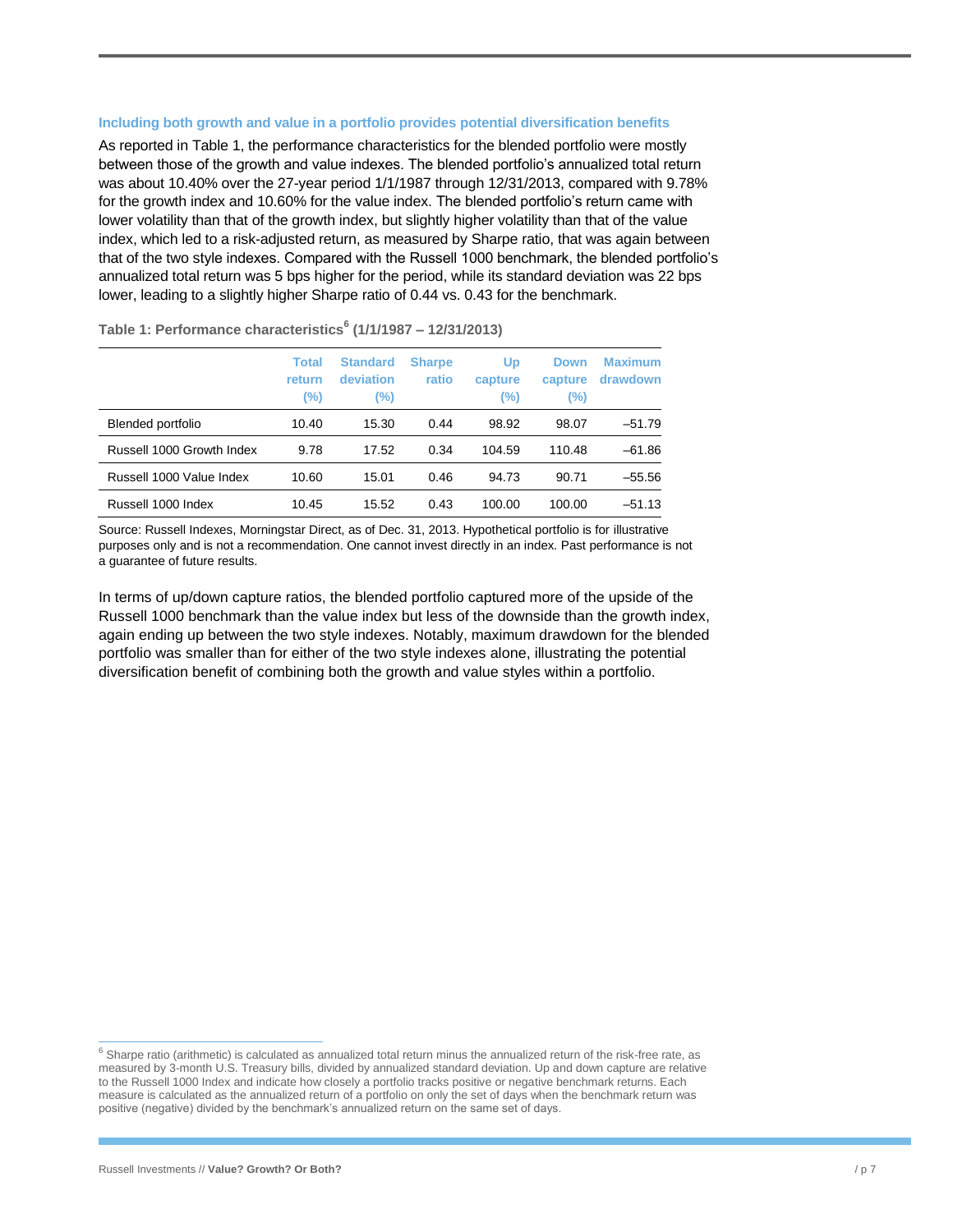### Including both growth and value in a portfolio provides potential diversification benefits

As reported in Table 1, the performance characteristics for the blended portfolio were mostly between those of the growth and value indexes. The blended portfolio's annualized total return was about 10.40% over the 27-year period 1/1/1987 through 12/31/2013, compared with 9.78% for the growth index and 10.60% for the value index. The blended portfolio's return came with lower volatility than that of the growth index, but slightly higher volatility than that of the value index, which led to a risk-adjusted return, as measured by Sharpe ratio, that was again between that of the two style indexes. Compared with the Russell 1000 benchmark, the blended portfolio's annualized total return was 5 bps higher for the period, while its standard deviation was 22 bps lower, leading to a slightly higher Sharpe ratio of 0.44 vs. 0.43 for the benchmark.

**Table 1: Performance characteristics[6] (1/1/1987 – 12/31/2013)**

| | Total return (%) | Standard deviation (%) | Sharpe ratio | Up capture (%) | Down capture (%) | Maximum drawdown |
|---|---|---|---|---|---|---|
| Blended portfolio | 10.40 | 15.30 | 0.44 | 98.92 | 98.07 | –51.79 |
| Russell 1000 Growth Index | 9.78 | 17.52 | 0.34 | 104.59 | 110.48 | –61.86 |
| Russell 1000 Value Index | 10.60 | 15.01 | 0.46 | 94.73 | 90.71 | –55.56 |
| Russell 1000 Index | 10.45 | 15.52 | 0.43 | 100.00 | 100.00 | –51.13 |

Source: Russell Indexes, Morningstar Direct, as of Dec. 31, 2013. Hypothetical portfolio is for illustrative purposes only and is not a recommendation. One cannot invest directly in an index. Past performance is not a guarantee of future results.

In terms of up/down capture ratios, the blended portfolio captured more of the upside of the Russell 1000 benchmark than the value index but less of the downside than the growth index, again ending up between the two style indexes. Notably, maximum drawdown for the blended portfolio was smaller than for either of the two style indexes alone, illustrating the potential diversification benefit of combining both the growth and value styles within a portfolio.

[6] Sharpe ratio (arithmetic) is calculated as annualized total return minus the annualized return of the risk-free rate, as measured by 3-month U.S. Treasury bills, divided by annualized standard deviation. Up and down capture are relative to the Russell 1000 Index and indicate how closely a portfolio tracks positive or negative benchmark returns. Each measure is calculated as the annualized return of a portfolio on only the set of days when the benchmark return was positive (negative) divided by the benchmark's annualized return on the same set of days.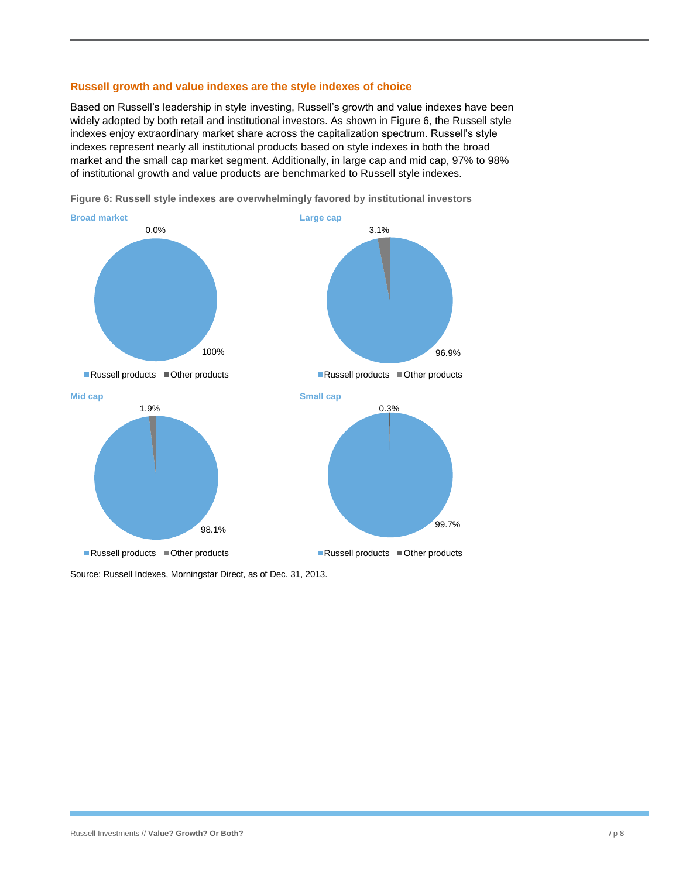## Russell growth and value indexes are the style indexes of choice

Based on Russell's leadership in style investing, Russell's growth and value indexes have been widely adopted by both retail and institutional investors. As shown in Figure 6, the Russell style indexes enjoy extraordinary market share across the capitalization spectrum. Russell's style indexes represent nearly all institutional products based on style indexes in both the broad market and the small cap market segment. Additionally, in large cap and mid cap, 97% to 98% of institutional growth and value products are benchmarked to Russell style indexes.

**Figure 6: Russell style indexes are overwhelmingly favored by institutional investors**

**Broad market**

| | Share |
|---|---|
| Russell products | 100% |
| Other products | 0.0% |

**Large cap**

| | Share |
|---|---|
| Russell products | 96.9% |
| Other products | 3.1% |

**Mid cap**

| | Share |
|---|---|
| Russell products | 98.1% |
| Other products | 1.9% |

**Small cap**

| | Share |
|---|---|
| Russell products | 99.7% |
| Other products | 0.3% |

Source: Russell Indexes, Morningstar Direct, as of Dec. 31, 2013.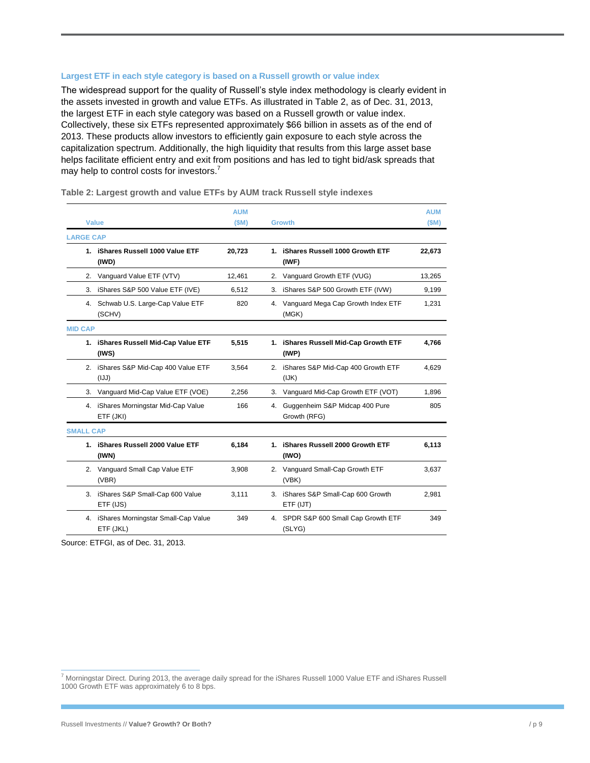### Largest ETF in each style category is based on a Russell growth or value index

The widespread support for the quality of Russell's style index methodology is clearly evident in the assets invested in growth and value ETFs. As illustrated in Table 2, as of Dec. 31, 2013, the largest ETF in each style category was based on a Russell growth or value index. Collectively, these six ETFs represented approximately $66 billion in assets as of the end of 2013. These products allow investors to efficiently gain exposure to each style across the capitalization spectrum. Additionally, the high liquidity that results from this large asset base helps facilitate efficient entry and exit from positions and has led to tight bid/ask spreads that may help to control costs for investors.[7]

**Table 2: Largest growth and value ETFs by AUM track Russell style indexes**

| Value | AUM ($M) | Growth | AUM ($M) |
|---|---|---|---|
| **LARGE CAP** | | | |
| **1. iShares Russell 1000 Value ETF (IWD)** | **20,723** | **1. iShares Russell 1000 Growth ETF (IWF)** | **22,673** |
| 2. Vanguard Value ETF (VTV) | 12,461 | 2. Vanguard Growth ETF (VUG) | 13,265 |
| 3. iShares S&P 500 Value ETF (IVE) | 6,512 | 3. iShares S&P 500 Growth ETF (IVW) | 9,199 |
| 4. Schwab U.S. Large-Cap Value ETF (SCHV) | 820 | 4. Vanguard Mega Cap Growth Index ETF (MGK) | 1,231 |
| **MID CAP** | | | |
| **1. iShares Russell Mid-Cap Value ETF (IWS)** | **5,515** | **1. iShares Russell Mid-Cap Growth ETF (IWP)** | **4,766** |
| 2. iShares S&P Mid-Cap 400 Value ETF (IJJ) | 3,564 | 2. iShares S&P Mid-Cap 400 Growth ETF (IJK) | 4,629 |
| 3. Vanguard Mid-Cap Value ETF (VOE) | 2,256 | 3. Vanguard Mid-Cap Growth ETF (VOT) | 1,896 |
| 4. iShares Morningstar Mid-Cap Value ETF (JKI) | 166 | 4. Guggenheim S&P Midcap 400 Pure Growth (RFG) | 805 |
| **SMALL CAP** | | | |
| **1. iShares Russell 2000 Value ETF (IWN)** | **6,184** | **1. iShares Russell 2000 Growth ETF (IWO)** | **6,113** |
| 2. Vanguard Small Cap Value ETF (VBR) | 3,908 | 2. Vanguard Small-Cap Growth ETF (VBK) | 3,637 |
| 3. iShares S&P Small-Cap 600 Value ETF (IJS) | 3,111 | 3. iShares S&P Small-Cap 600 Growth ETF (IJT) | 2,981 |
| 4. iShares Morningstar Small-Cap Value ETF (JKL) | 349 | 4. SPDR S&P 600 Small Cap Growth ETF (SLYG) | 349 |

Source: ETFGI, as of Dec. 31, 2013.

[7] Morningstar Direct. During 2013, the average daily spread for the iShares Russell 1000 Value ETF and iShares Russell 1000 Growth ETF was approximately 6 to 8 bps.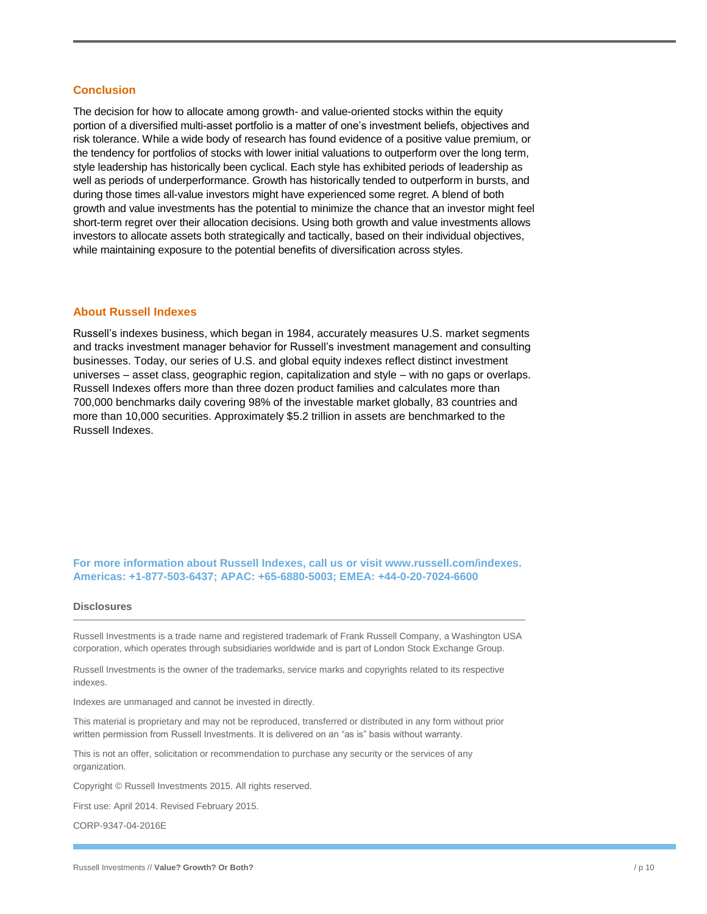## Conclusion

The decision for how to allocate among growth- and value-oriented stocks within the equity portion of a diversified multi-asset portfolio is a matter of one's investment beliefs, objectives and risk tolerance. While a wide body of research has found evidence of a positive value premium, or the tendency for portfolios of stocks with lower initial valuations to outperform over the long term, style leadership has historically been cyclical. Each style has exhibited periods of leadership as well as periods of underperformance. Growth has historically tended to outperform in bursts, and during those times all-value investors might have experienced some regret. A blend of both growth and value investments has the potential to minimize the chance that an investor might feel short-term regret over their allocation decisions. Using both growth and value investments allows investors to allocate assets both strategically and tactically, based on their individual objectives, while maintaining exposure to the potential benefits of diversification across styles.

## About Russell Indexes

Russell's indexes business, which began in 1984, accurately measures U.S. market segments and tracks investment manager behavior for Russell's investment management and consulting businesses. Today, our series of U.S. and global equity indexes reflect distinct investment universes – asset class, geographic region, capitalization and style – with no gaps or overlaps. Russell Indexes offers more than three dozen product families and calculates more than 700,000 benchmarks daily covering 98% of the investable market globally, 83 countries and more than 10,000 securities. Approximately $5.2 trillion in assets are benchmarked to the Russell Indexes.

**For more information about Russell Indexes, call us or visit www.russell.com/indexes.**
**Americas: +1-877-503-6437; APAC: +65-6880-5003; EMEA: +44-0-20-7024-6600**

### Disclosures

Russell Investments is a trade name and registered trademark of Frank Russell Company, a Washington USA corporation, which operates through subsidiaries worldwide and is part of London Stock Exchange Group.

Russell Investments is the owner of the trademarks, service marks and copyrights related to its respective indexes.

Indexes are unmanaged and cannot be invested in directly.

This material is proprietary and may not be reproduced, transferred or distributed in any form without prior written permission from Russell Investments. It is delivered on an "as is" basis without warranty.

This is not an offer, solicitation or recommendation to purchase any security or the services of any organization.

Copyright © Russell Investments 2015. All rights reserved.

First use: April 2014. Revised February 2015.

CORP-9347-04-2016E